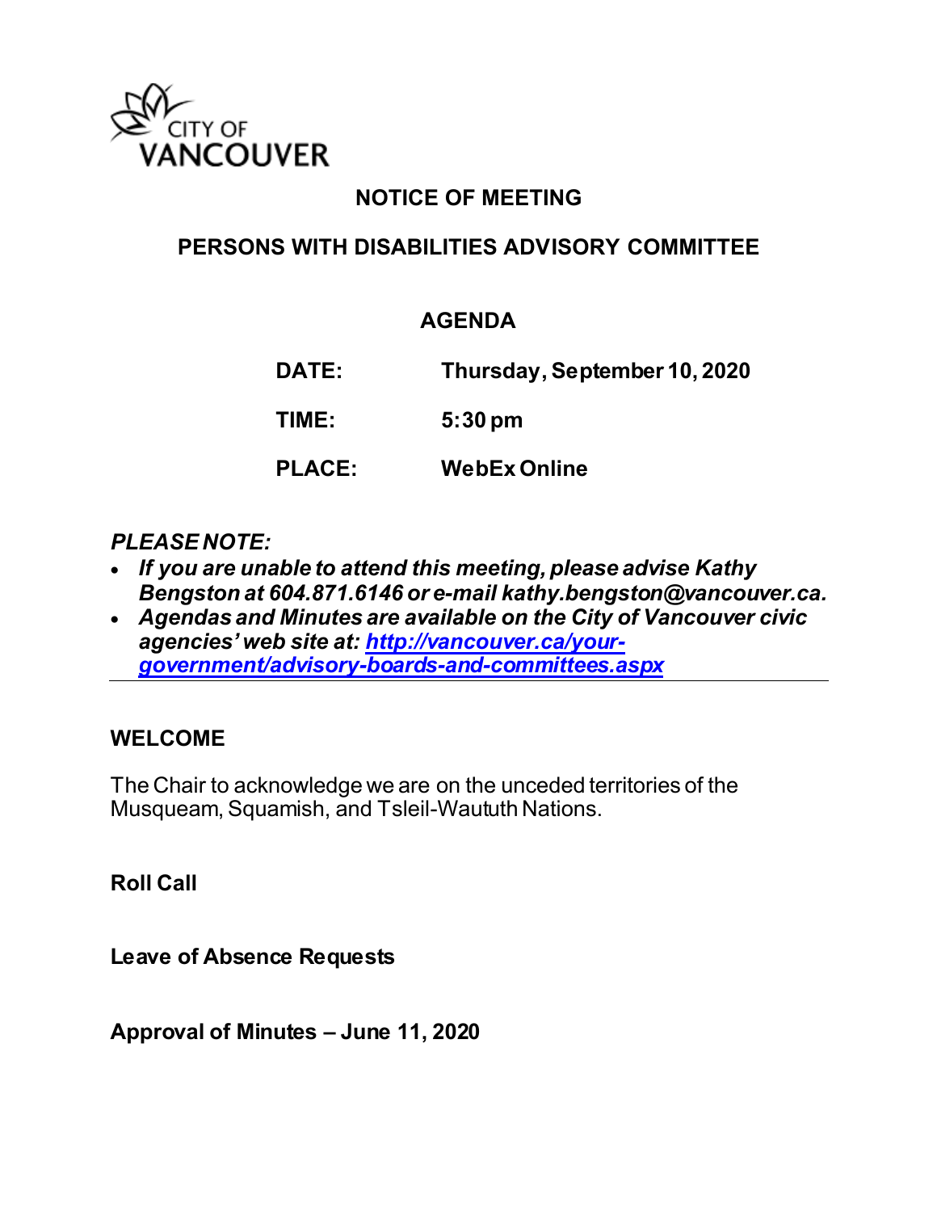CITY OF VANCOUVER

# NOTICE OF MEETING

## PERSONS WITH DISABILITIES ADVISORY COMMITTEE

### AGENDA

**DATE:** Thursday, September 10, 2020

**TIME:** 5:30 pm

**PLACE:** WebEx Online

***PLEASE NOTE:***

- ***If you are unable to attend this meeting, please advise Kathy Bengston at 604.871.6146 or e-mail kathy.bengston@vancouver.ca.***
- ***Agendas and Minutes are available on the City of Vancouver civic agencies' web site at: [http://vancouver.ca/your-government/advisory-boards-and-committees.aspx](http://vancouver.ca/your-government/advisory-boards-and-committees.aspx)***

---

### WELCOME

The Chair to acknowledge we are on the unceded territories of the Musqueam, Squamish, and Tsleil-Waututh Nations.

**Roll Call**

**Leave of Absence Requests**

**Approval of Minutes – June 11, 2020**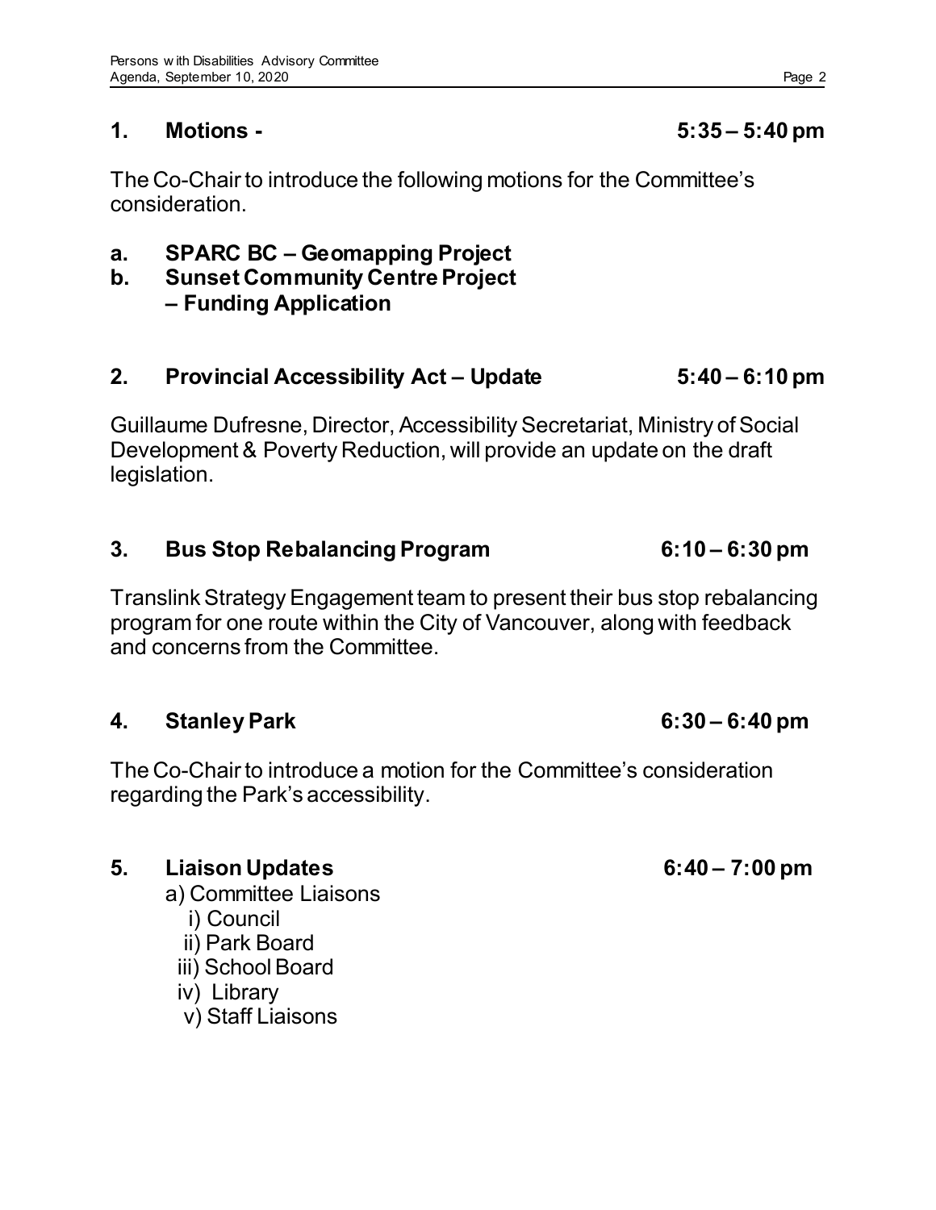## 1. Motions - 5:35 – 5:40 pm

The Co-Chair to introduce the following motions for the Committee's consideration.

**a. SPARC BC – Geomapping Project**

**b. Sunset Community Centre Project – Funding Application**

## 2. Provincial Accessibility Act – Update 5:40 – 6:10 pm

Guillaume Dufresne, Director, Accessibility Secretariat, Ministry of Social Development & Poverty Reduction, will provide an update on the draft legislation.

## 3. Bus Stop Rebalancing Program 6:10 – 6:30 pm

Translink Strategy Engagement team to present their bus stop rebalancing program for one route within the City of Vancouver, along with feedback and concerns from the Committee.

## 4. Stanley Park 6:30 – 6:40 pm

The Co-Chair to introduce a motion for the Committee's consideration regarding the Park's accessibility.

## 5. Liaison Updates 6:40 – 7:00 pm

a) Committee Liaisons
- i) Council
- ii) Park Board
- iii) School Board
- iv) Library
- v) Staff Liaisons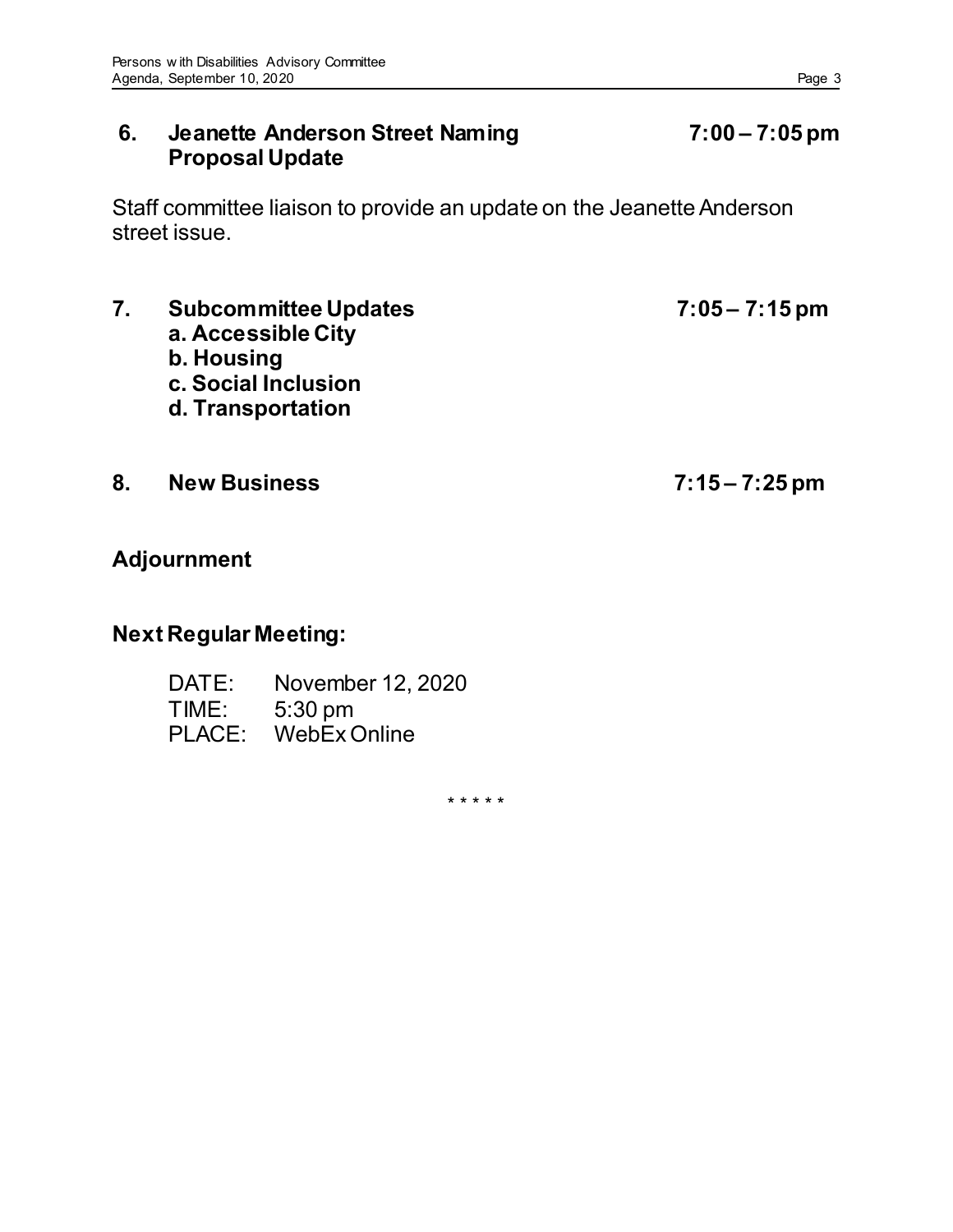**6. Jeanette Anderson Street Naming Proposal Update** **7:00 – 7:05 pm**

Staff committee liaison to provide an update on the Jeanette Anderson street issue.

**7. Subcommittee Updates** **7:05 – 7:15 pm**

**a. Accessible City**
**b. Housing**
**c. Social Inclusion**
**d. Transportation**

**8. New Business** **7:15 – 7:25 pm**

**Adjournment**

**Next Regular Meeting:**

DATE: November 12, 2020
TIME: 5:30 pm
PLACE: WebEx Online

\* \* \* \* \*